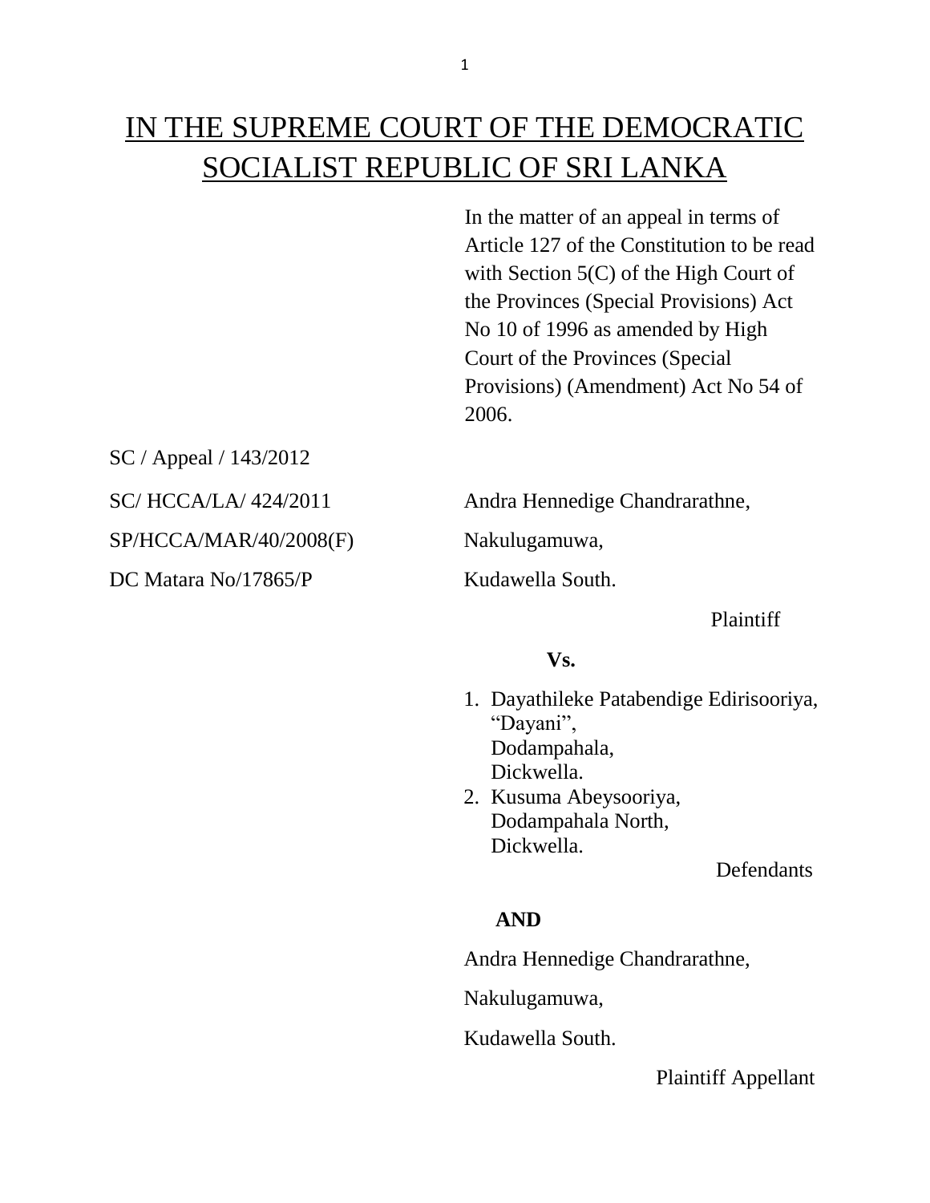# IN THE SUPREME COURT OF THE DEMOCRATIC SOCIALIST REPUBLIC OF SRI LANKA

In the matter of an appeal in terms of Article 127 of the Constitution to be read with Section 5(C) of the High Court of the Provinces (Special Provisions) Act No 10 of 1996 as amended by High Court of the Provinces (Special Provisions) (Amendment) Act No 54 of 2006.

SC / Appeal / 143/2012

SC/ HCCA/LA/ 424/2011

SP/HCCA/MAR/40/2008(F)

DC Matara No/17865/P

Andra Hennedige Chandrarathne,
Nakulugamuwa,
Kudawella South.

Plaintiff

**Vs.**

1. Dayathileke Patabendige Edirisooriya,
   "Dayani",
   Dodampahala,
   Dickwella.
2. Kusuma Abeysooriya,
   Dodampahala North,
   Dickwella.

Defendants

**AND**

Andra Hennedige Chandrarathne,

Nakulugamuwa,

Kudawella South.

Plaintiff Appellant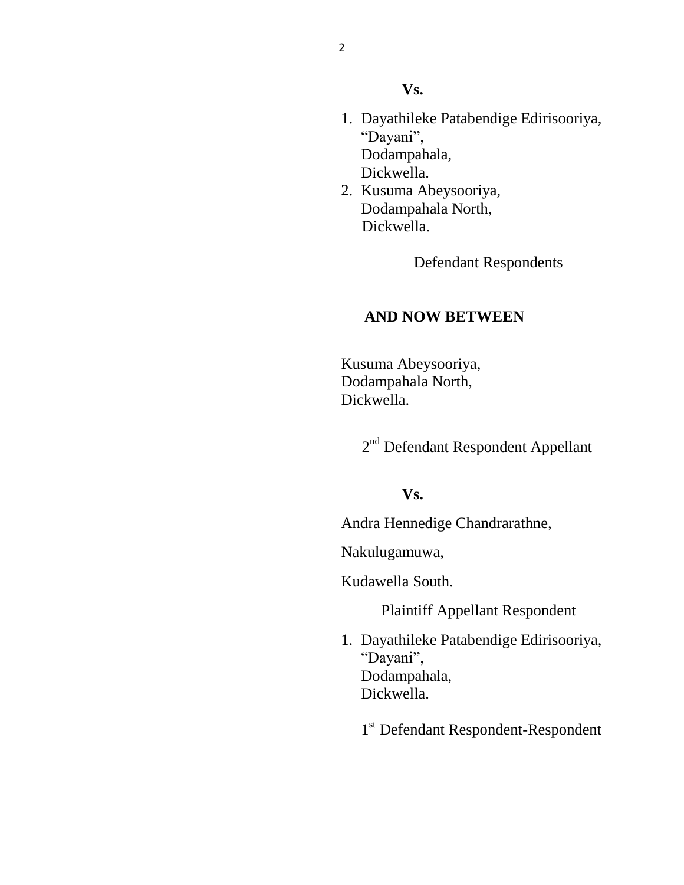**Vs.**

1. Dayathileke Patabendige Edirisooriya,
   "Dayani",
   Dodampahala,
   Dickwella.
2. Kusuma Abeysooriya,
   Dodampahala North,
   Dickwella.

Defendant Respondents

**AND NOW BETWEEN**

Kusuma Abeysooriya,
Dodampahala North,
Dickwella.

2nd Defendant Respondent Appellant

**Vs.**

Andra Hennedige Chandrarathne,

Nakulugamuwa,

Kudawella South.

Plaintiff Appellant Respondent

1. Dayathileke Patabendige Edirisooriya,
   "Dayani",
   Dodampahala,
   Dickwella.

1st Defendant Respondent-Respondent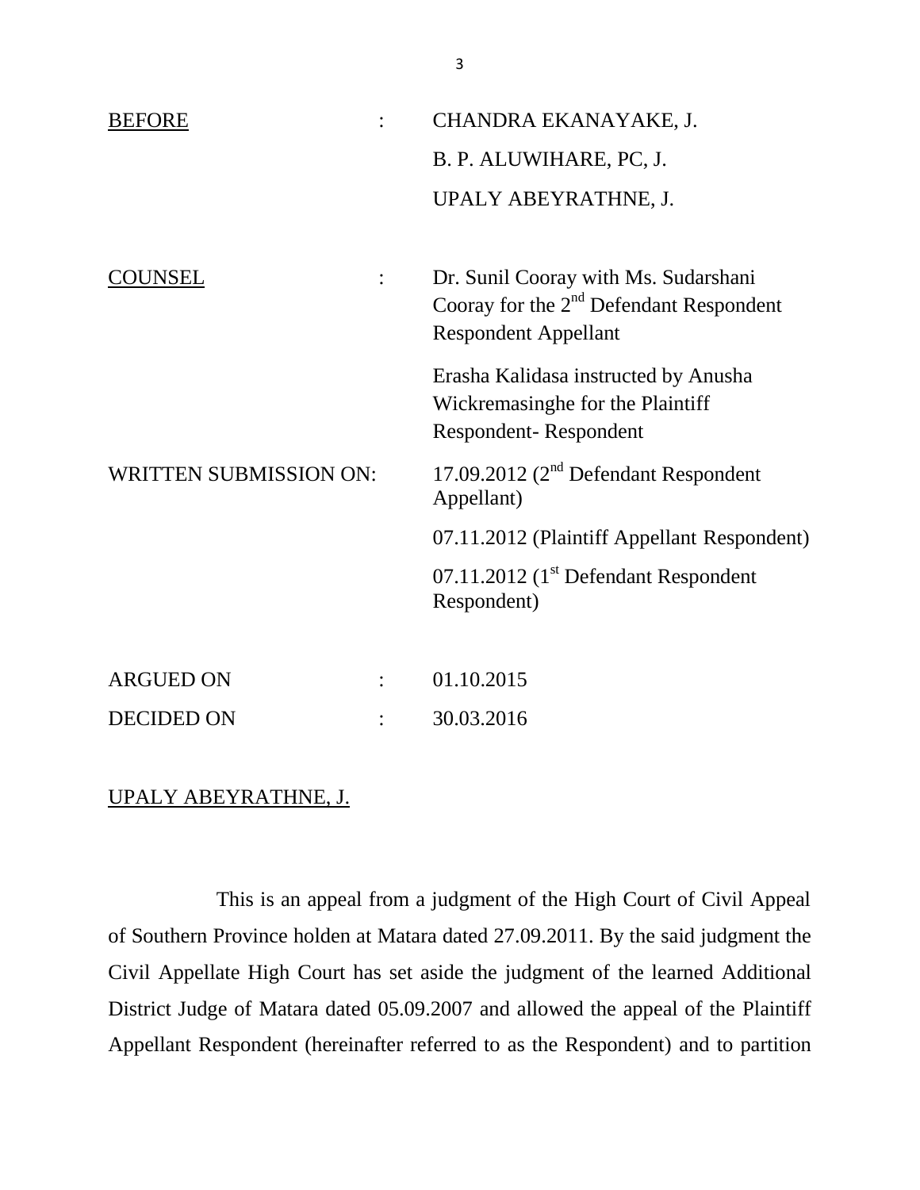| | | |
|---|---|---|
| <u>BEFORE</u> | : | CHANDRA EKANAYAKE, J. |
| | | B. P. ALUWIHARE, PC, J. |
| | | UPALY ABEYRATHNE, J. |
| <u>COUNSEL</u> | : | Dr. Sunil Cooray with Ms. Sudarshani Cooray for the 2nd Defendant Respondent Respondent Appellant |
| | | Erasha Kalidasa instructed by Anusha Wickremasinghe for the Plaintiff Respondent- Respondent |
| WRITTEN SUBMISSION ON: | | 17.09.2012 (2nd Defendant Respondent Appellant) |
| | | 07.11.2012 (Plaintiff Appellant Respondent) |
| | | 07.11.2012 (1st Defendant Respondent Respondent) |
| ARGUED ON | : | 01.10.2015 |
| DECIDED ON | : | 30.03.2016 |

<u>UPALY ABEYRATHNE, J.</u>

This is an appeal from a judgment of the High Court of Civil Appeal of Southern Province holden at Matara dated 27.09.2011. By the said judgment the Civil Appellate High Court has set aside the judgment of the learned Additional District Judge of Matara dated 05.09.2007 and allowed the appeal of the Plaintiff Appellant Respondent (hereinafter referred to as the Respondent) and to partition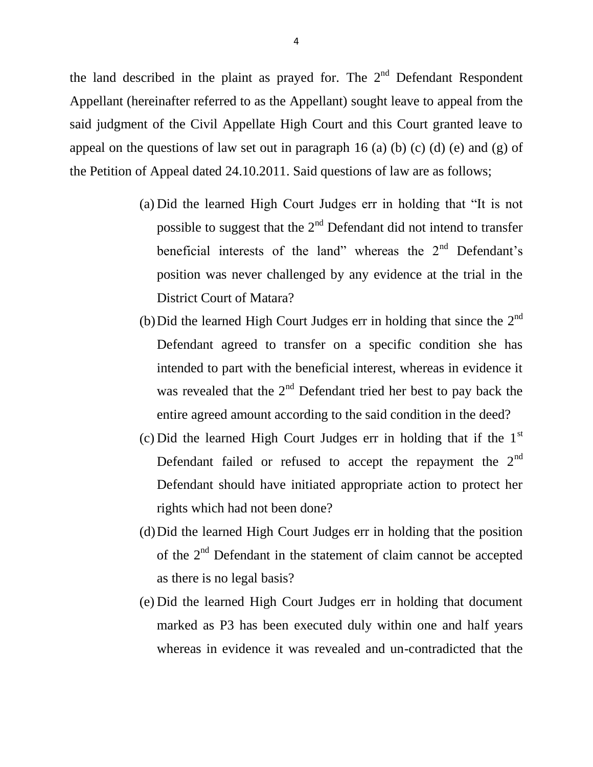the land described in the plaint as prayed for. The 2nd Defendant Respondent Appellant (hereinafter referred to as the Appellant) sought leave to appeal from the said judgment of the Civil Appellate High Court and this Court granted leave to appeal on the questions of law set out in paragraph 16 (a) (b) (c) (d) (e) and (g) of the Petition of Appeal dated 24.10.2011. Said questions of law are as follows;

(a) Did the learned High Court Judges err in holding that "It is not possible to suggest that the 2nd Defendant did not intend to transfer beneficial interests of the land" whereas the 2nd Defendant's position was never challenged by any evidence at the trial in the District Court of Matara?

(b) Did the learned High Court Judges err in holding that since the 2nd Defendant agreed to transfer on a specific condition she has intended to part with the beneficial interest, whereas in evidence it was revealed that the 2nd Defendant tried her best to pay back the entire agreed amount according to the said condition in the deed?

(c) Did the learned High Court Judges err in holding that if the 1st Defendant failed or refused to accept the repayment the 2nd Defendant should have initiated appropriate action to protect her rights which had not been done?

(d) Did the learned High Court Judges err in holding that the position of the 2nd Defendant in the statement of claim cannot be accepted as there is no legal basis?

(e) Did the learned High Court Judges err in holding that document marked as P3 has been executed duly within one and half years whereas in evidence it was revealed and un-contradicted that the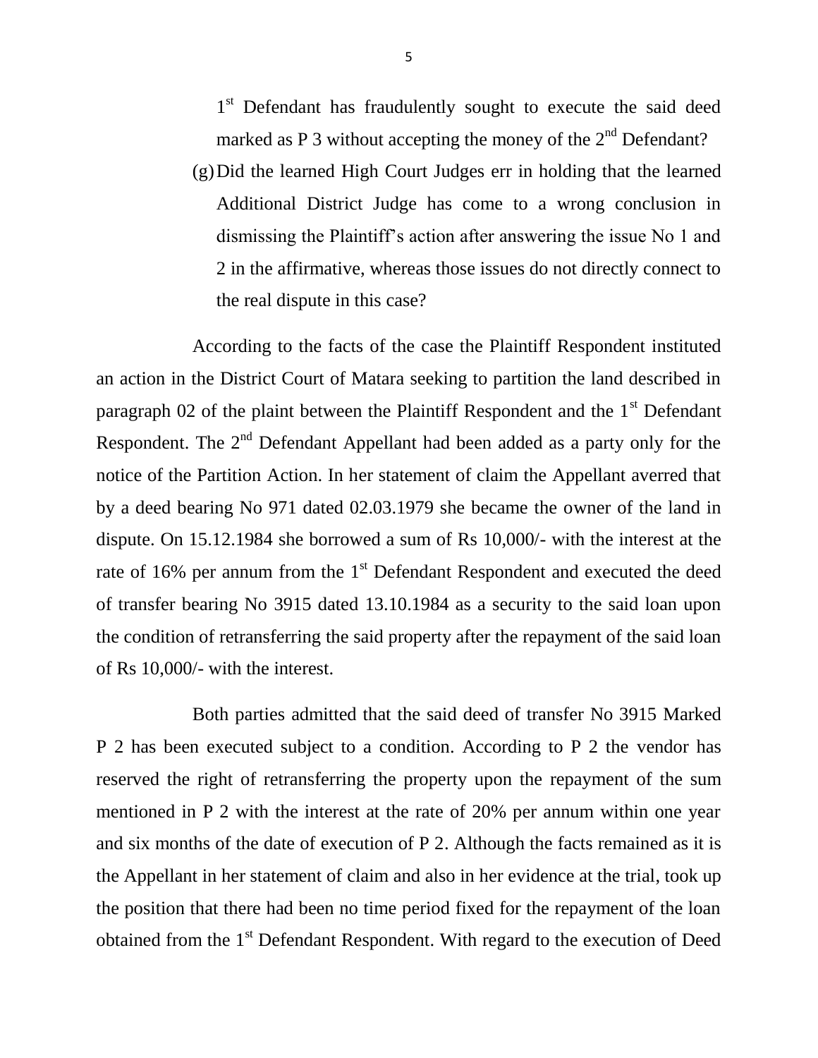1st Defendant has fraudulently sought to execute the said deed marked as P 3 without accepting the money of the 2nd Defendant?

(g) Did the learned High Court Judges err in holding that the learned Additional District Judge has come to a wrong conclusion in dismissing the Plaintiff's action after answering the issue No 1 and 2 in the affirmative, whereas those issues do not directly connect to the real dispute in this case?

According to the facts of the case the Plaintiff Respondent instituted an action in the District Court of Matara seeking to partition the land described in paragraph 02 of the plaint between the Plaintiff Respondent and the 1st Defendant Respondent. The 2nd Defendant Appellant had been added as a party only for the notice of the Partition Action. In her statement of claim the Appellant averred that by a deed bearing No 971 dated 02.03.1979 she became the owner of the land in dispute. On 15.12.1984 she borrowed a sum of Rs 10,000/- with the interest at the rate of 16% per annum from the 1st Defendant Respondent and executed the deed of transfer bearing No 3915 dated 13.10.1984 as a security to the said loan upon the condition of retransferring the said property after the repayment of the said loan of Rs 10,000/- with the interest.

Both parties admitted that the said deed of transfer No 3915 Marked P 2 has been executed subject to a condition. According to P 2 the vendor has reserved the right of retransferring the property upon the repayment of the sum mentioned in P 2 with the interest at the rate of 20% per annum within one year and six months of the date of execution of P 2. Although the facts remained as it is the Appellant in her statement of claim and also in her evidence at the trial, took up the position that there had been no time period fixed for the repayment of the loan obtained from the 1st Defendant Respondent. With regard to the execution of Deed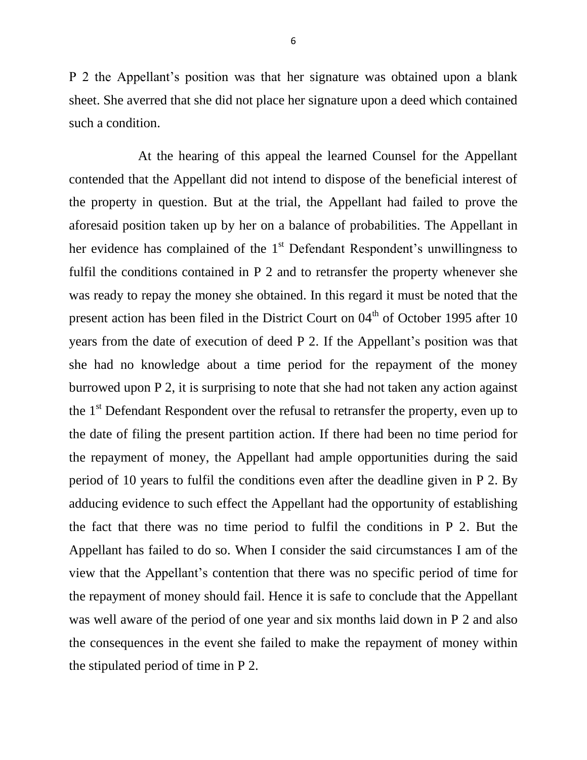P 2 the Appellant's position was that her signature was obtained upon a blank sheet. She averred that she did not place her signature upon a deed which contained such a condition.

At the hearing of this appeal the learned Counsel for the Appellant contended that the Appellant did not intend to dispose of the beneficial interest of the property in question. But at the trial, the Appellant had failed to prove the aforesaid position taken up by her on a balance of probabilities. The Appellant in her evidence has complained of the 1st Defendant Respondent's unwillingness to fulfil the conditions contained in P 2 and to retransfer the property whenever she was ready to repay the money she obtained. In this regard it must be noted that the present action has been filed in the District Court on 04th of October 1995 after 10 years from the date of execution of deed P 2. If the Appellant's position was that she had no knowledge about a time period for the repayment of the money burrowed upon P 2, it is surprising to note that she had not taken any action against the 1st Defendant Respondent over the refusal to retransfer the property, even up to the date of filing the present partition action. If there had been no time period for the repayment of money, the Appellant had ample opportunities during the said period of 10 years to fulfil the conditions even after the deadline given in P 2. By adducing evidence to such effect the Appellant had the opportunity of establishing the fact that there was no time period to fulfil the conditions in P 2. But the Appellant has failed to do so. When I consider the said circumstances I am of the view that the Appellant's contention that there was no specific period of time for the repayment of money should fail. Hence it is safe to conclude that the Appellant was well aware of the period of one year and six months laid down in P 2 and also the consequences in the event she failed to make the repayment of money within the stipulated period of time in P 2.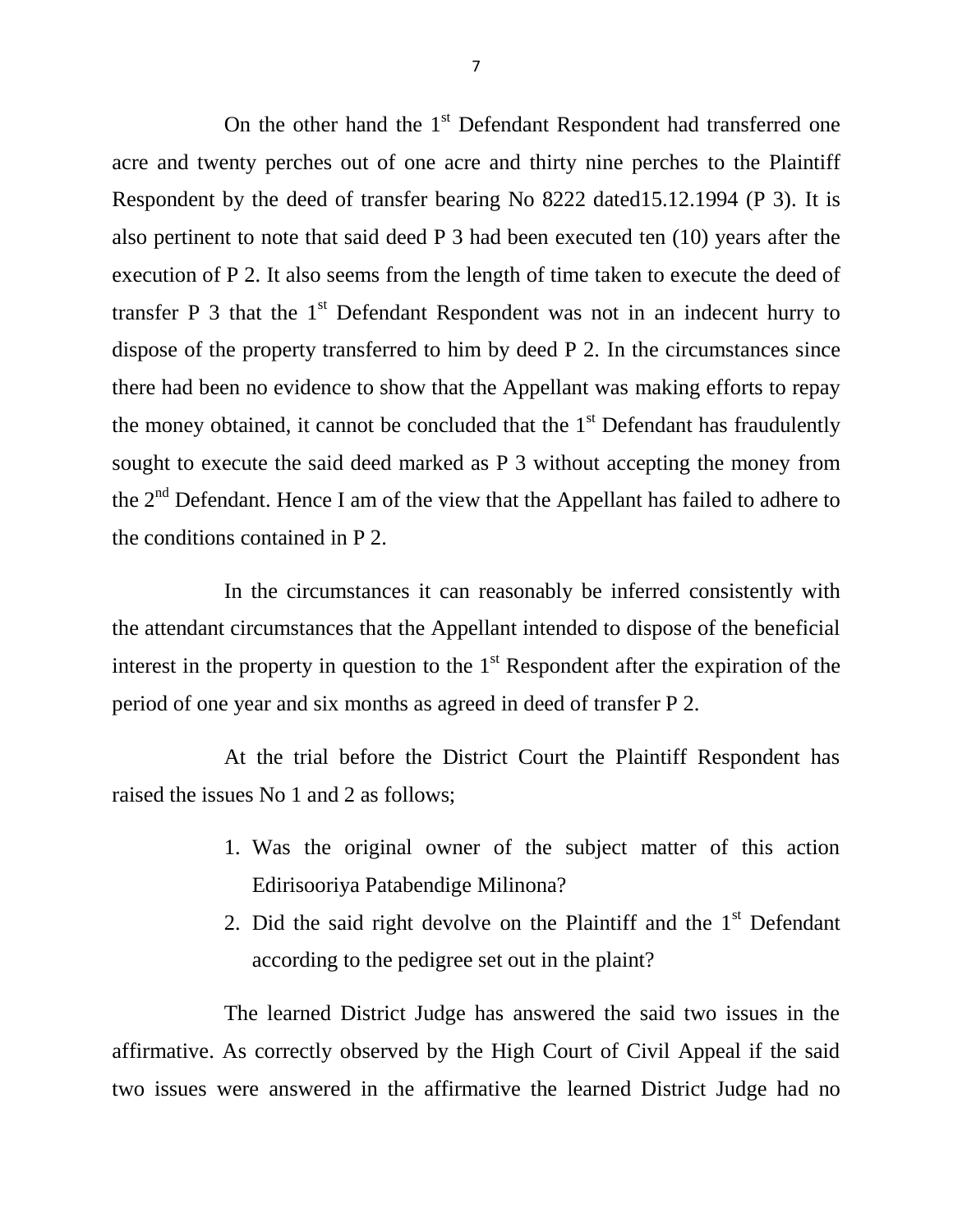On the other hand the 1st Defendant Respondent had transferred one acre and twenty perches out of one acre and thirty nine perches to the Plaintiff Respondent by the deed of transfer bearing No 8222 dated15.12.1994 (P 3). It is also pertinent to note that said deed P 3 had been executed ten (10) years after the execution of P 2. It also seems from the length of time taken to execute the deed of transfer P 3 that the 1st Defendant Respondent was not in an indecent hurry to dispose of the property transferred to him by deed P 2. In the circumstances since there had been no evidence to show that the Appellant was making efforts to repay the money obtained, it cannot be concluded that the 1st Defendant has fraudulently sought to execute the said deed marked as P 3 without accepting the money from the 2nd Defendant. Hence I am of the view that the Appellant has failed to adhere to the conditions contained in P 2.

In the circumstances it can reasonably be inferred consistently with the attendant circumstances that the Appellant intended to dispose of the beneficial interest in the property in question to the 1st Respondent after the expiration of the period of one year and six months as agreed in deed of transfer P 2.

At the trial before the District Court the Plaintiff Respondent has raised the issues No 1 and 2 as follows;

1. Was the original owner of the subject matter of this action Edirisooriya Patabendige Milinona?
2. Did the said right devolve on the Plaintiff and the 1st Defendant according to the pedigree set out in the plaint?

The learned District Judge has answered the said two issues in the affirmative. As correctly observed by the High Court of Civil Appeal if the said two issues were answered in the affirmative the learned District Judge had no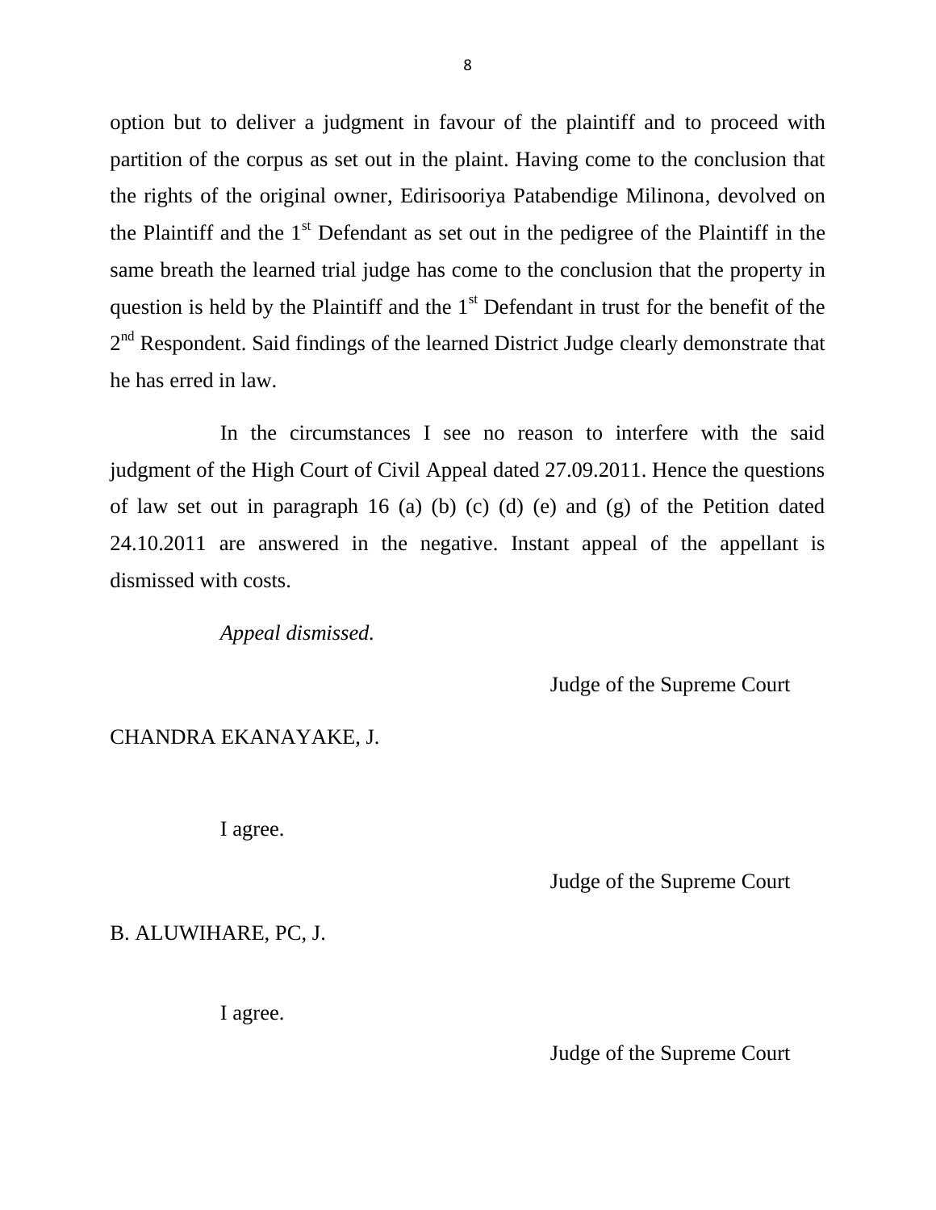option but to deliver a judgment in favour of the plaintiff and to proceed with partition of the corpus as set out in the plaint. Having come to the conclusion that the rights of the original owner, Edirisooriya Patabendige Milinona, devolved on the Plaintiff and the 1st Defendant as set out in the pedigree of the Plaintiff in the same breath the learned trial judge has come to the conclusion that the property in question is held by the Plaintiff and the 1st Defendant in trust for the benefit of the 2nd Respondent. Said findings of the learned District Judge clearly demonstrate that he has erred in law.

In the circumstances I see no reason to interfere with the said judgment of the High Court of Civil Appeal dated 27.09.2011. Hence the questions of law set out in paragraph 16 (a) (b) (c) (d) (e) and (g) of the Petition dated 24.10.2011 are answered in the negative. Instant appeal of the appellant is dismissed with costs.

*Appeal dismissed.*

Judge of the Supreme Court

CHANDRA EKANAYAKE, J.

I agree.

Judge of the Supreme Court

B. ALUWIHARE, PC, J.

I agree.

Judge of the Supreme Court